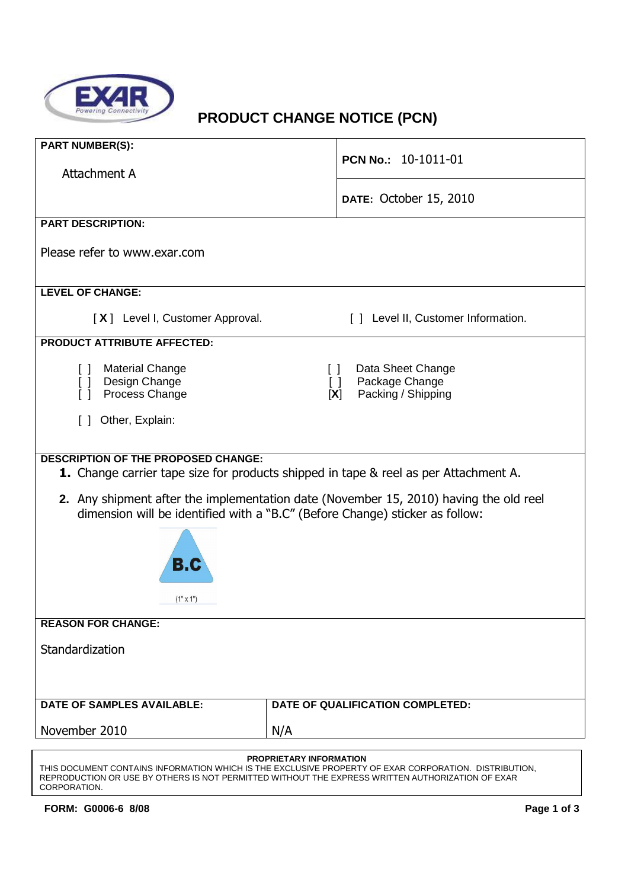# PRODUCT CHANGE NOTICE (PCN)

**PART NUMBER(S):**

Attachment A

**PCN No.:** 10-1011-01

**DATE:** October 15, 2010

**PART DESCRIPTION:**

Please refer to www.exar.com

**LEVEL OF CHANGE:**

[ X ] Level I, Customer Approval.

[ ] Level II, Customer Information.

**PRODUCT ATTRIBUTE AFFECTED:**

[ ] Material Change
[ ] Design Change
[ ] Process Change

[ ] Data Sheet Change
[ ] Package Change
[X] Packing / Shipping

[ ] Other, Explain:

**DESCRIPTION OF THE PROPOSED CHANGE:**

1. Change carrier tape size for products shipped in tape & reel as per Attachment A.
2. Any shipment after the implementation date (November 15, 2010) having the old reel dimension will be identified with a "B.C" (Before Change) sticker as follow:

B.C

(1" x 1")

**REASON FOR CHANGE:**

Standardization

| DATE OF SAMPLES AVAILABLE: | DATE OF QUALIFICATION COMPLETED: |
|---|---|
| November 2010 | N/A |

**PROPRIETARY INFORMATION**
THIS DOCUMENT CONTAINS INFORMATION WHICH IS THE EXCLUSIVE PROPERTY OF EXAR CORPORATION. DISTRIBUTION, REPRODUCTION OR USE BY OTHERS IS NOT PERMITTED WITHOUT THE EXPRESS WRITTEN AUTHORIZATION OF EXAR CORPORATION.

**FORM: G0006-6 8/08**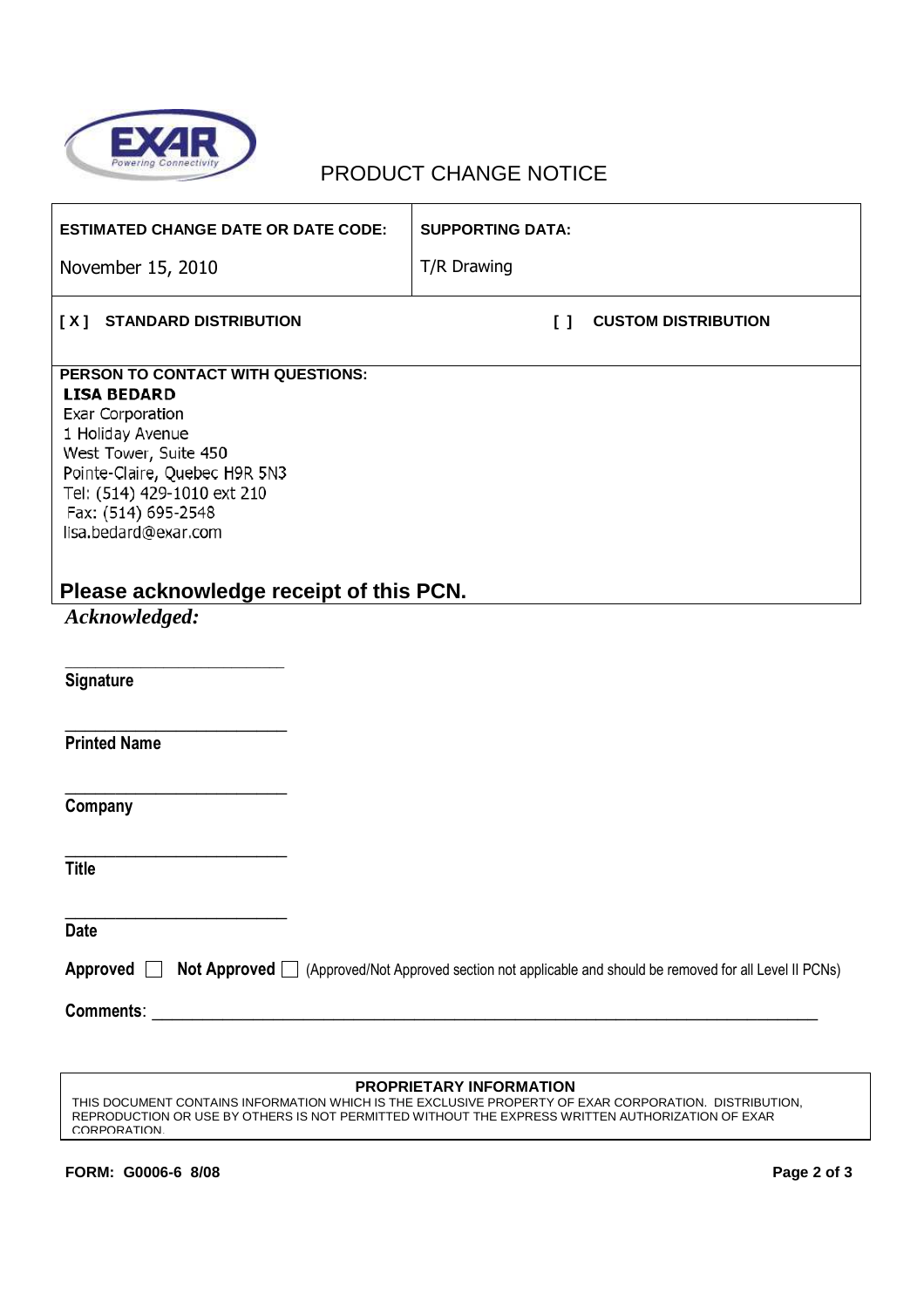# PRODUCT CHANGE NOTICE

| ESTIMATED CHANGE DATE OR DATE CODE: | SUPPORTING DATA: |
| --- | --- |
| November 15, 2010 | T/R Drawing |

**[ X ] STANDARD DISTRIBUTION** **[ ] CUSTOM DISTRIBUTION**

**PERSON TO CONTACT WITH QUESTIONS:**
**LISA BEDARD**
Exar Corporation
1 Holiday Avenue
West Tower, Suite 450
Pointe-Claire, Quebec H9R 5N3
Tel: (514) 429-1010 ext 210
Fax: (514) 695-2548
lisa.bedard@exar.com

## Please acknowledge receipt of this PCN.

***Acknowledged:***

\_\_\_\_\_\_\_\_\_\_\_\_\_\_\_\_\_\_\_\_\_\_\_\_\_
**Signature**

\_\_\_\_\_\_\_\_\_\_\_\_\_\_\_\_\_\_\_\_\_\_\_\_\_
**Printed Name**

\_\_\_\_\_\_\_\_\_\_\_\_\_\_\_\_\_\_\_\_\_\_\_\_\_
**Company**

\_\_\_\_\_\_\_\_\_\_\_\_\_\_\_\_\_\_\_\_\_\_\_\_\_
**Title**

\_\_\_\_\_\_\_\_\_\_\_\_\_\_\_\_\_\_\_\_\_\_\_\_\_
**Date**

**Approved** ☐ **Not Approved** ☐ (Approved/Not Approved section not applicable and should be removed for all Level II PCNs)

**Comments**: \_\_\_\_\_\_\_\_\_\_\_\_\_\_\_\_\_\_\_\_\_\_\_\_\_\_\_\_\_\_\_\_\_\_\_\_\_\_\_\_\_\_\_\_\_\_\_\_\_\_\_\_\_\_\_\_\_\_\_\_\_\_\_\_\_\_\_\_\_\_\_\_\_\_

**PROPRIETARY INFORMATION**
THIS DOCUMENT CONTAINS INFORMATION WHICH IS THE EXCLUSIVE PROPERTY OF EXAR CORPORATION. DISTRIBUTION, REPRODUCTION OR USE BY OTHERS IS NOT PERMITTED WITHOUT THE EXPRESS WRITTEN AUTHORIZATION OF EXAR CORPORATION.

**FORM: G0006-6 8/08**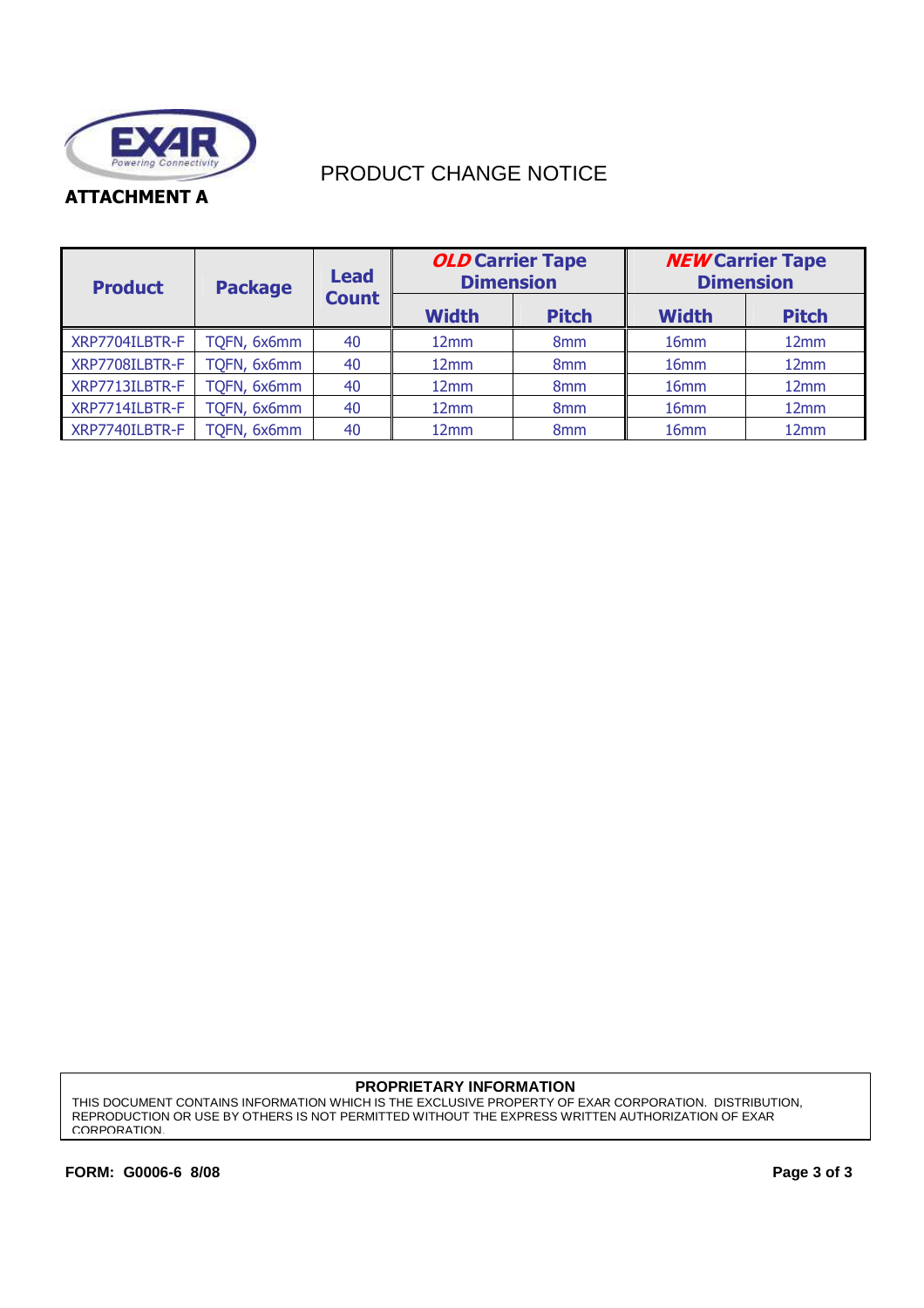PRODUCT CHANGE NOTICE

**ATTACHMENT A**

| Product | Package | Lead Count | ***OLD*** Carrier Tape Dimension | | ***NEW*** Carrier Tape Dimension | |
|---|---|---|---|---|---|---|
| | | | Width | Pitch | Width | Pitch |
| XRP7704ILBTR-F | TQFN, 6x6mm | 40 | 12mm | 8mm | 16mm | 12mm |
| XRP7708ILBTR-F | TQFN, 6x6mm | 40 | 12mm | 8mm | 16mm | 12mm |
| XRP7713ILBTR-F | TQFN, 6x6mm | 40 | 12mm | 8mm | 16mm | 12mm |
| XRP7714ILBTR-F | TQFN, 6x6mm | 40 | 12mm | 8mm | 16mm | 12mm |
| XRP7740ILBTR-F | TQFN, 6x6mm | 40 | 12mm | 8mm | 16mm | 12mm |

**PROPRIETARY INFORMATION**

THIS DOCUMENT CONTAINS INFORMATION WHICH IS THE EXCLUSIVE PROPERTY OF EXAR CORPORATION. DISTRIBUTION, REPRODUCTION OR USE BY OTHERS IS NOT PERMITTED WITHOUT THE EXPRESS WRITTEN AUTHORIZATION OF EXAR CORPORATION.

**FORM: G0006-6 8/08**